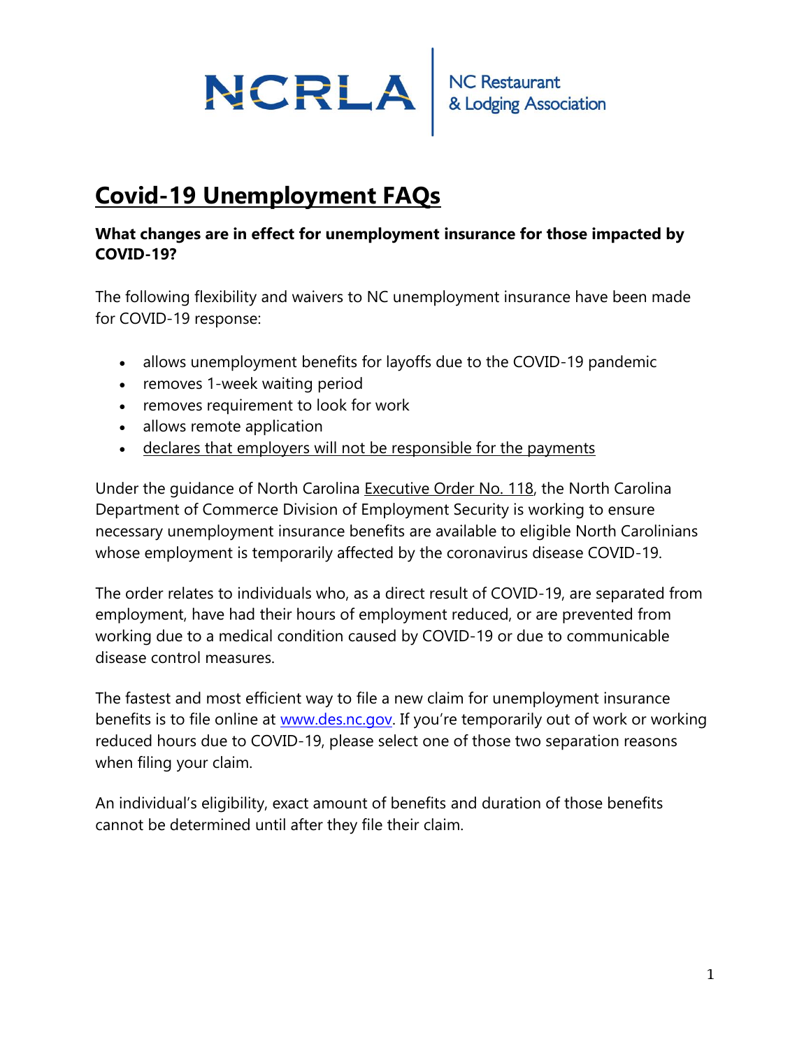NCRLA | NC Restaurant & Lodging Association

# Covid-19 Unemployment FAQs

**What changes are in effect for unemployment insurance for those impacted by COVID-19?**

The following flexibility and waivers to NC unemployment insurance have been made for COVID-19 response:

- allows unemployment benefits for layoffs due to the COVID-19 pandemic
- removes 1-week waiting period
- removes requirement to look for work
- allows remote application
- declares that employers will not be responsible for the payments

Under the guidance of North Carolina Executive Order No. 118, the North Carolina Department of Commerce Division of Employment Security is working to ensure necessary unemployment insurance benefits are available to eligible North Carolinians whose employment is temporarily affected by the coronavirus disease COVID-19.

The order relates to individuals who, as a direct result of COVID-19, are separated from employment, have had their hours of employment reduced, or are prevented from working due to a medical condition caused by COVID-19 or due to communicable disease control measures.

The fastest and most efficient way to file a new claim for unemployment insurance benefits is to file online at www.des.nc.gov. If you're temporarily out of work or working reduced hours due to COVID-19, please select one of those two separation reasons when filing your claim.

An individual's eligibility, exact amount of benefits and duration of those benefits cannot be determined until after they file their claim.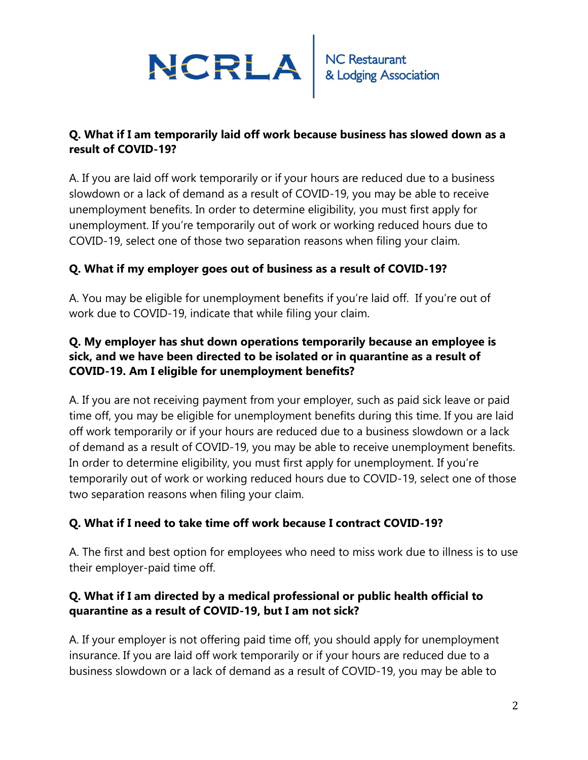**Q. What if I am temporarily laid off work because business has slowed down as a result of COVID-19?**

A. If you are laid off work temporarily or if your hours are reduced due to a business slowdown or a lack of demand as a result of COVID-19, you may be able to receive unemployment benefits. In order to determine eligibility, you must first apply for unemployment. If you're temporarily out of work or working reduced hours due to COVID-19, select one of those two separation reasons when filing your claim.

**Q. What if my employer goes out of business as a result of COVID-19?**

A. You may be eligible for unemployment benefits if you're laid off. If you're out of work due to COVID-19, indicate that while filing your claim.

**Q. My employer has shut down operations temporarily because an employee is sick, and we have been directed to be isolated or in quarantine as a result of COVID-19. Am I eligible for unemployment benefits?**

A. If you are not receiving payment from your employer, such as paid sick leave or paid time off, you may be eligible for unemployment benefits during this time. If you are laid off work temporarily or if your hours are reduced due to a business slowdown or a lack of demand as a result of COVID-19, you may be able to receive unemployment benefits. In order to determine eligibility, you must first apply for unemployment. If you're temporarily out of work or working reduced hours due to COVID-19, select one of those two separation reasons when filing your claim.

**Q. What if I need to take time off work because I contract COVID-19?**

A. The first and best option for employees who need to miss work due to illness is to use their employer-paid time off.

**Q. What if I am directed by a medical professional or public health official to quarantine as a result of COVID-19, but I am not sick?**

A. If your employer is not offering paid time off, you should apply for unemployment insurance. If you are laid off work temporarily or if your hours are reduced due to a business slowdown or a lack of demand as a result of COVID-19, you may be able to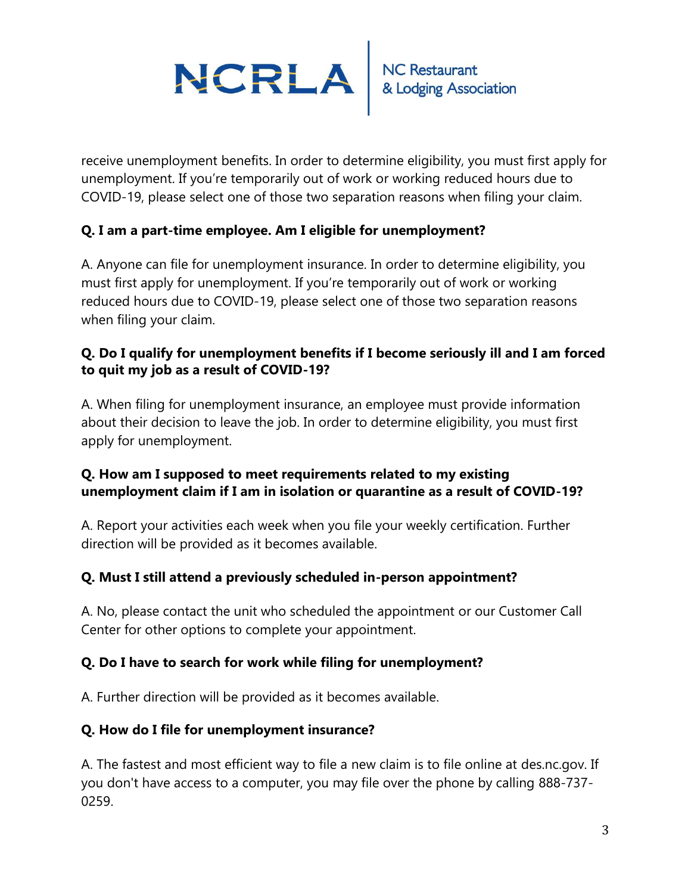receive unemployment benefits. In order to determine eligibility, you must first apply for unemployment. If you're temporarily out of work or working reduced hours due to COVID-19, please select one of those two separation reasons when filing your claim.

**Q. I am a part-time employee. Am I eligible for unemployment?**

A. Anyone can file for unemployment insurance. In order to determine eligibility, you must first apply for unemployment. If you're temporarily out of work or working reduced hours due to COVID-19, please select one of those two separation reasons when filing your claim.

**Q. Do I qualify for unemployment benefits if I become seriously ill and I am forced to quit my job as a result of COVID-19?**

A. When filing for unemployment insurance, an employee must provide information about their decision to leave the job. In order to determine eligibility, you must first apply for unemployment.

**Q. How am I supposed to meet requirements related to my existing unemployment claim if I am in isolation or quarantine as a result of COVID-19?**

A. Report your activities each week when you file your weekly certification. Further direction will be provided as it becomes available.

**Q. Must I still attend a previously scheduled in-person appointment?**

A. No, please contact the unit who scheduled the appointment or our Customer Call Center for other options to complete your appointment.

**Q. Do I have to search for work while filing for unemployment?**

A. Further direction will be provided as it becomes available.

**Q. How do I file for unemployment insurance?**

A. The fastest and most efficient way to file a new claim is to file online at des.nc.gov. If you don't have access to a computer, you may file over the phone by calling 888-737-0259.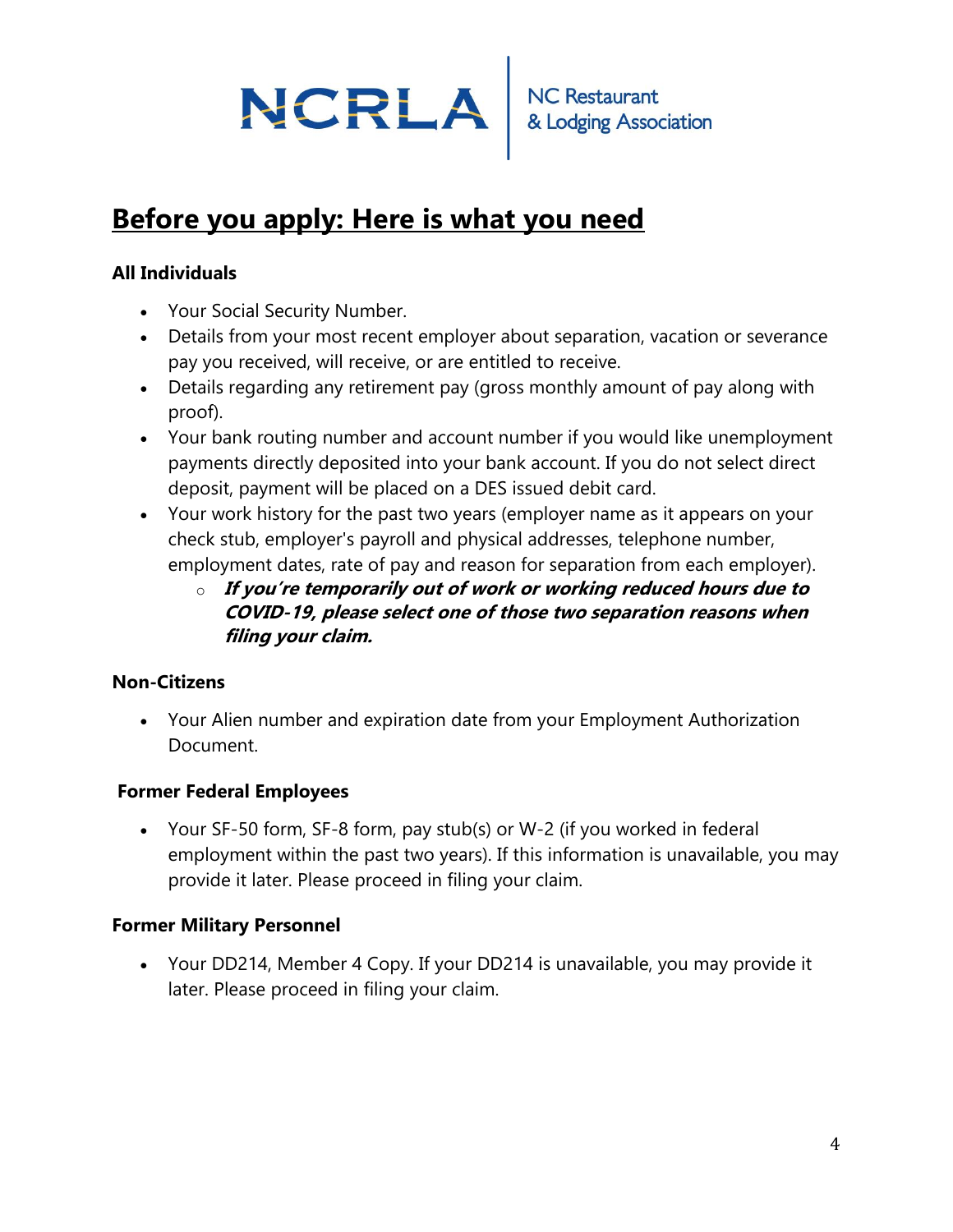NCRLA | NC Restaurant & Lodging Association

## Before you apply: Here is what you need

**All Individuals**

- Your Social Security Number.
- Details from your most recent employer about separation, vacation or severance pay you received, will receive, or are entitled to receive.
- Details regarding any retirement pay (gross monthly amount of pay along with proof).
- Your bank routing number and account number if you would like unemployment payments directly deposited into your bank account. If you do not select direct deposit, payment will be placed on a DES issued debit card.
- Your work history for the past two years (employer name as it appears on your check stub, employer's payroll and physical addresses, telephone number, employment dates, rate of pay and reason for separation from each employer).
    - ***If you're temporarily out of work or working reduced hours due to COVID-19, please select one of those two separation reasons when filing your claim.***

**Non-Citizens**

- Your Alien number and expiration date from your Employment Authorization Document.

**Former Federal Employees**

- Your SF-50 form, SF-8 form, pay stub(s) or W-2 (if you worked in federal employment within the past two years). If this information is unavailable, you may provide it later. Please proceed in filing your claim.

**Former Military Personnel**

- Your DD214, Member 4 Copy. If your DD214 is unavailable, you may provide it later. Please proceed in filing your claim.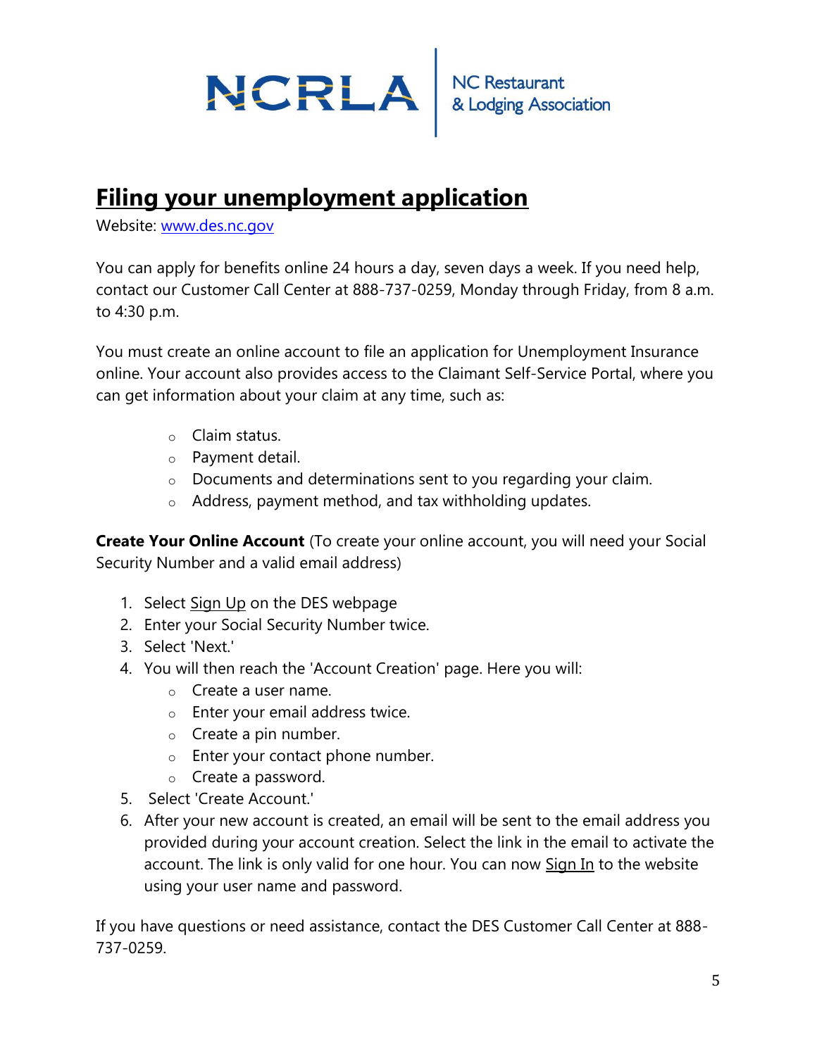NCRLA | NC Restaurant & Lodging Association

# Filing your unemployment application

Website: www.des.nc.gov

You can apply for benefits online 24 hours a day, seven days a week. If you need help, contact our Customer Call Center at 888-737-0259, Monday through Friday, from 8 a.m. to 4:30 p.m.

You must create an online account to file an application for Unemployment Insurance online. Your account also provides access to the Claimant Self-Service Portal, where you can get information about your claim at any time, such as:

- Claim status.
- Payment detail.
- Documents and determinations sent to you regarding your claim.
- Address, payment method, and tax withholding updates.

**Create Your Online Account** (To create your online account, you will need your Social Security Number and a valid email address)

1. Select Sign Up on the DES webpage
2. Enter your Social Security Number twice.
3. Select 'Next.'
4. You will then reach the 'Account Creation' page. Here you will:
   - Create a user name.
   - Enter your email address twice.
   - Create a pin number.
   - Enter your contact phone number.
   - Create a password.
5. Select 'Create Account.'
6. After your new account is created, an email will be sent to the email address you provided during your account creation. Select the link in the email to activate the account. The link is only valid for one hour. You can now Sign In to the website using your user name and password.

If you have questions or need assistance, contact the DES Customer Call Center at 888-737-0259.